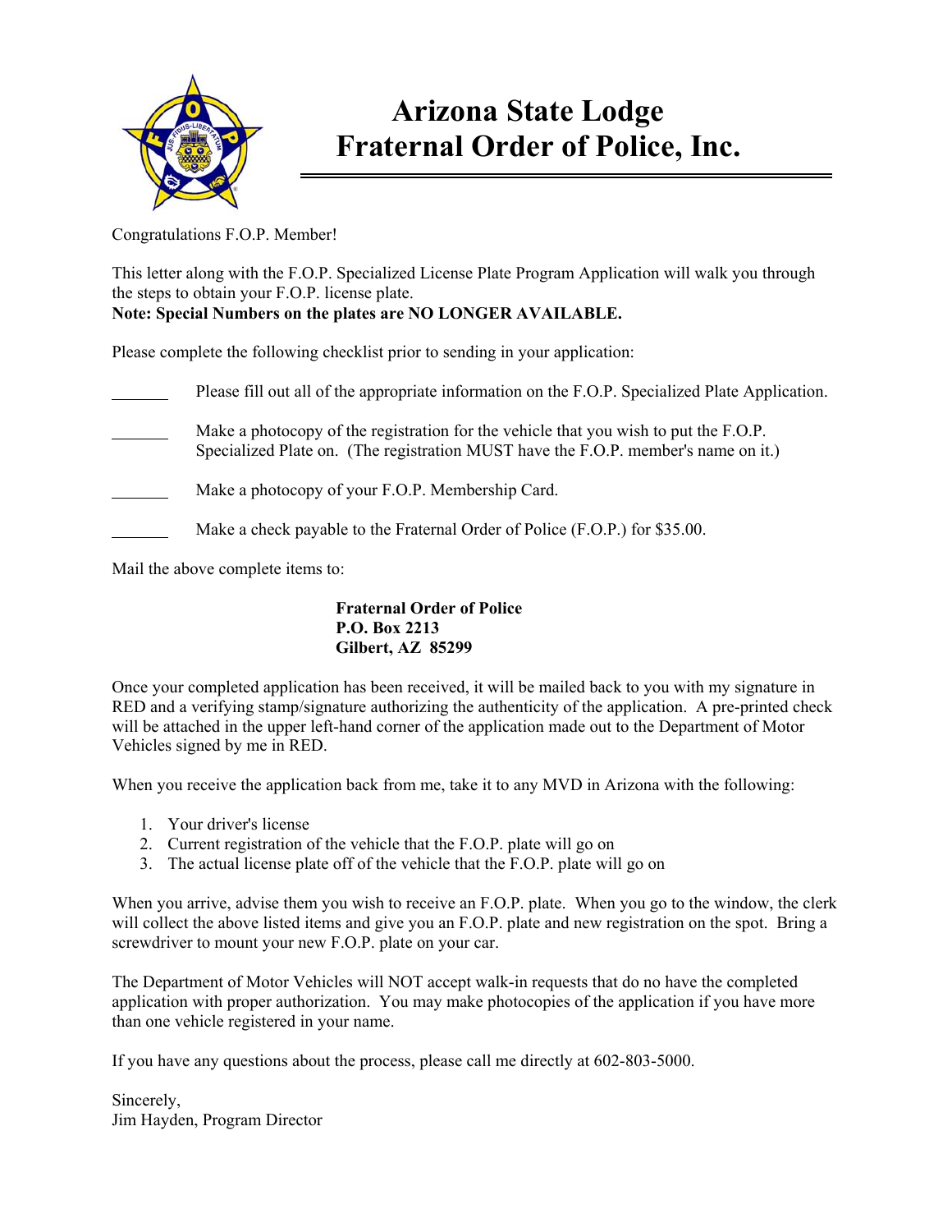# Arizona State Lodge
# Fraternal Order of Police, Inc.

Congratulations F.O.P. Member!

This letter along with the F.O.P. Specialized License Plate Program Application will walk you through the steps to obtain your F.O.P. license plate.
**Note: Special Numbers on the plates are NO LONGER AVAILABLE.**

Please complete the following checklist prior to sending in your application:

_______ Please fill out all of the appropriate information on the F.O.P. Specialized Plate Application.

_______ Make a photocopy of the registration for the vehicle that you wish to put the F.O.P. Specialized Plate on. (The registration MUST have the F.O.P. member's name on it.)

_______ Make a photocopy of your F.O.P. Membership Card.

_______ Make a check payable to the Fraternal Order of Police (F.O.P.) for $35.00.

Mail the above complete items to:

**Fraternal Order of Police**
**P.O. Box 2213**
**Gilbert, AZ 85299**

Once your completed application has been received, it will be mailed back to you with my signature in RED and a verifying stamp/signature authorizing the authenticity of the application. A pre-printed check will be attached in the upper left-hand corner of the application made out to the Department of Motor Vehicles signed by me in RED.

When you receive the application back from me, take it to any MVD in Arizona with the following:

1. Your driver's license
2. Current registration of the vehicle that the F.O.P. plate will go on
3. The actual license plate off of the vehicle that the F.O.P. plate will go on

When you arrive, advise them you wish to receive an F.O.P. plate. When you go to the window, the clerk will collect the above listed items and give you an F.O.P. plate and new registration on the spot. Bring a screwdriver to mount your new F.O.P. plate on your car.

The Department of Motor Vehicles will NOT accept walk-in requests that do no have the completed application with proper authorization. You may make photocopies of the application if you have more than one vehicle registered in your name.

If you have any questions about the process, please call me directly at 602-803-5000.

Sincerely,
Jim Hayden, Program Director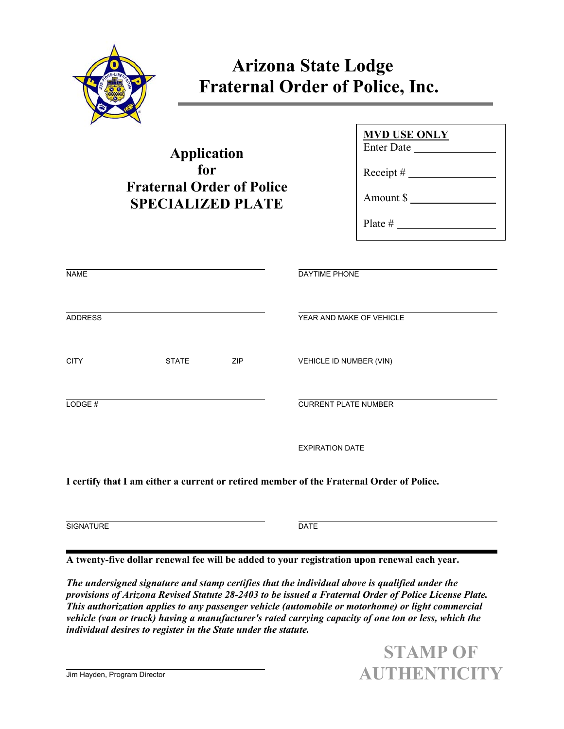# Arizona State Lodge Fraternal Order of Police, Inc.

## Application for Fraternal Order of Police SPECIALIZED PLATE

**MVD USE ONLY**

Enter Date ______________

Receipt # ______________

Amount $ ______________

Plate # ______________

NAME ______________________

DAYTIME PHONE ______________________

ADDRESS ______________________

YEAR AND MAKE OF VEHICLE ______________________

CITY ______ STATE ______ ZIP ______

VEHICLE ID NUMBER (VIN) ______________________

LODGE # ______________________

CURRENT PLATE NUMBER ______________________

EXPIRATION DATE ______________________

**I certify that I am either a current or retired member of the Fraternal Order of Police.**

SIGNATURE ______________________

DATE ______________________

---

**A twenty-five dollar renewal fee will be added to your registration upon renewal each year.**

***The undersigned signature and stamp certifies that the individual above is qualified under the provisions of Arizona Revised Statute 28-2403 to be issued a Fraternal Order of Police License Plate. This authorization applies to any passenger vehicle (automobile or motorhome) or light commercial vehicle (van or truck) having a manufacturer's rated carrying capacity of one ton or less, which the individual desires to register in the State under the statute.***

______________________

Jim Hayden, Program Director

**STAMP OF AUTHENTICITY**